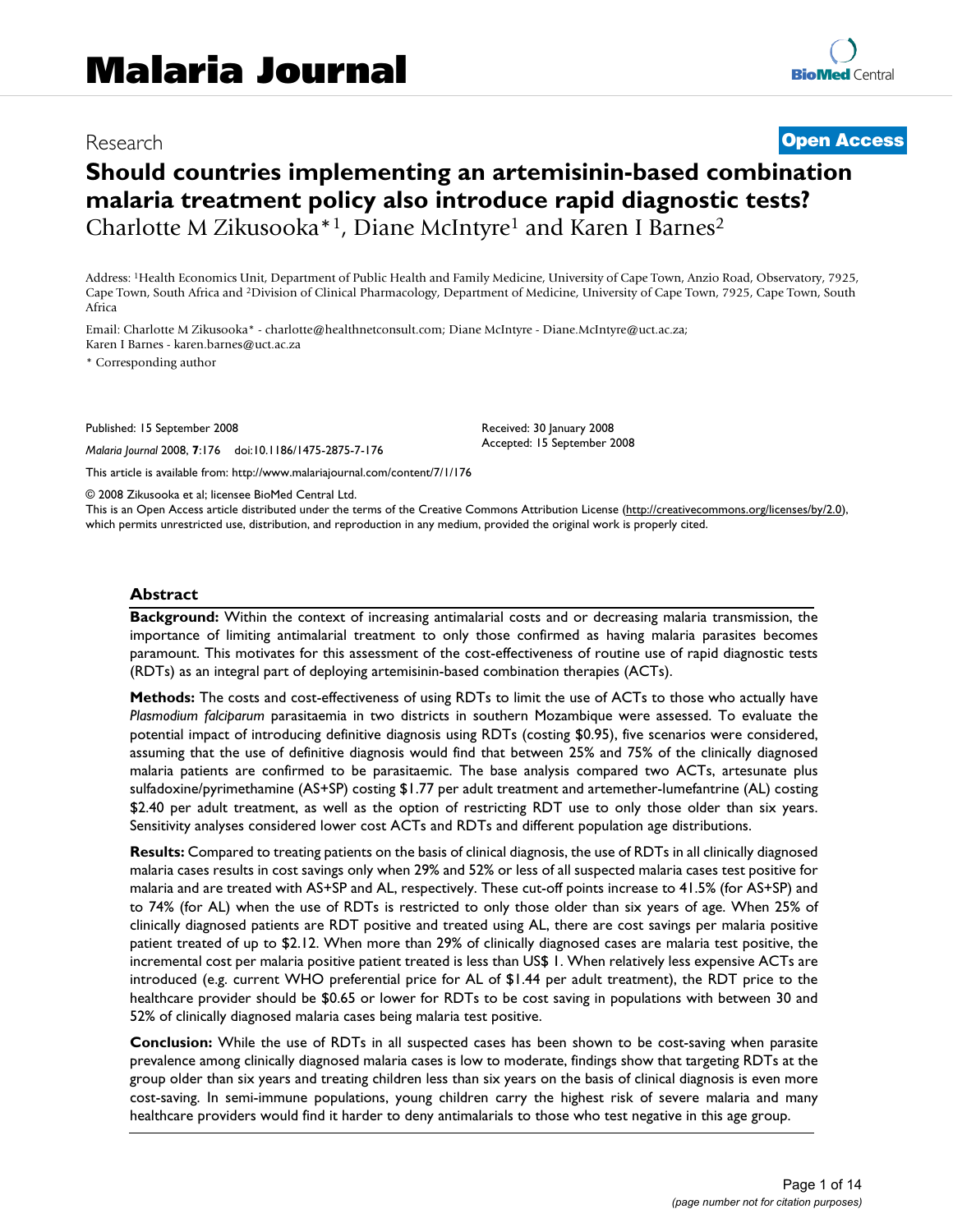# Should countries implementing an artemisinin-based combination malaria treatment policy also introduce rapid diagnostic tests?

Research | Open Access

Charlotte M Zikusooka*[1], Diane McIntyre[1] and Karen I Barnes[2]

Address: [1]Health Economics Unit, Department of Public Health and Family Medicine, University of Cape Town, Anzio Road, Observatory, 7925, Cape Town, South Africa and [2]Division of Clinical Pharmacology, Department of Medicine, University of Cape Town, 7925, Cape Town, South Africa

Email: Charlotte M Zikusooka* - charlotte@healthnetconsult.com; Diane McIntyre - Diane.McIntyre@uct.ac.za; Karen I Barnes - karen.barnes@uct.ac.za

* Corresponding author

Published: 15 September 2008

*Malaria Journal* 2008, **7**:176 doi:10.1186/1475-2875-7-176

Received: 30 January 2008
Accepted: 15 September 2008

This article is available from: http://www.malariajournal.com/content/7/1/176

© 2008 Zikusooka et al; licensee BioMed Central Ltd.

This is an Open Access article distributed under the terms of the Creative Commons Attribution License (http://creativecommons.org/licenses/by/2.0), which permits unrestricted use, distribution, and reproduction in any medium, provided the original work is properly cited.

## Abstract

**Background:** Within the context of increasing antimalarial costs and or decreasing malaria transmission, the importance of limiting antimalarial treatment to only those confirmed as having malaria parasites becomes paramount. This motivates for this assessment of the cost-effectiveness of routine use of rapid diagnostic tests (RDTs) as an integral part of deploying artemisinin-based combination therapies (ACTs).

**Methods:** The costs and cost-effectiveness of using RDTs to limit the use of ACTs to those who actually have *Plasmodium falciparum* parasitaemia in two districts in southern Mozambique were assessed. To evaluate the potential impact of introducing definitive diagnosis using RDTs (costing $0.95), five scenarios were considered, assuming that the use of definitive diagnosis would find that between 25% and 75% of the clinically diagnosed malaria patients are confirmed to be parasitaemic. The base analysis compared two ACTs, artesunate plus sulfadoxine/pyrimethamine (AS+SP) costing $1.77 per adult treatment and artemether-lumefantrine (AL) costing $2.40 per adult treatment, as well as the option of restricting RDT use to only those older than six years. Sensitivity analyses considered lower cost ACTs and RDTs and different population age distributions.

**Results:** Compared to treating patients on the basis of clinical diagnosis, the use of RDTs in all clinically diagnosed malaria cases results in cost savings only when 29% and 52% or less of all suspected malaria cases test positive for malaria and are treated with AS+SP and AL, respectively. These cut-off points increase to 41.5% (for AS+SP) and to 74% (for AL) when the use of RDTs is restricted to only those older than six years of age. When 25% of clinically diagnosed patients are RDT positive and treated using AL, there are cost savings per malaria positive patient treated of up to $2.12. When more than 29% of clinically diagnosed cases are malaria test positive, the incremental cost per malaria positive patient treated is less than US$ 1. When relatively less expensive ACTs are introduced (e.g. current WHO preferential price for AL of $1.44 per adult treatment), the RDT price to the healthcare provider should be $0.65 or lower for RDTs to be cost saving in populations with between 30 and 52% of clinically diagnosed malaria cases being malaria test positive.

**Conclusion:** While the use of RDTs in all suspected cases has been shown to be cost-saving when parasite prevalence among clinically diagnosed malaria cases is low to moderate, findings show that targeting RDTs at the group older than six years and treating children less than six years on the basis of clinical diagnosis is even more cost-saving. In semi-immune populations, young children carry the highest risk of severe malaria and many healthcare providers would find it harder to deny antimalarials to those who test negative in this age group.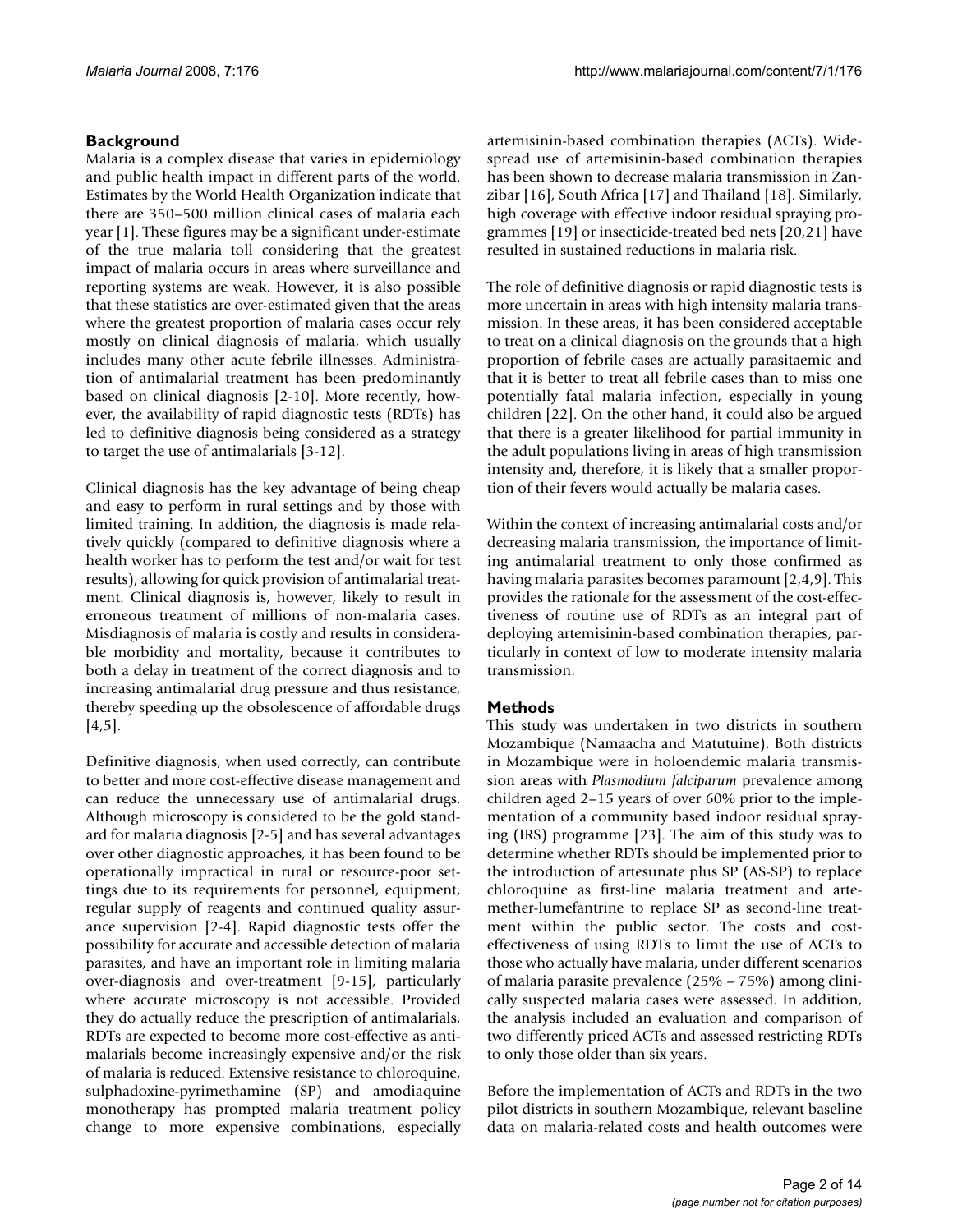## Background

Malaria is a complex disease that varies in epidemiology and public health impact in different parts of the world. Estimates by the World Health Organization indicate that there are 350–500 million clinical cases of malaria each year [1]. These figures may be a significant under-estimate of the true malaria toll considering that the greatest impact of malaria occurs in areas where surveillance and reporting systems are weak. However, it is also possible that these statistics are over-estimated given that the areas where the greatest proportion of malaria cases occur rely mostly on clinical diagnosis of malaria, which usually includes many other acute febrile illnesses. Administration of antimalarial treatment has been predominantly based on clinical diagnosis [2-10]. More recently, however, the availability of rapid diagnostic tests (RDTs) has led to definitive diagnosis being considered as a strategy to target the use of antimalarials [3-12].

Clinical diagnosis has the key advantage of being cheap and easy to perform in rural settings and by those with limited training. In addition, the diagnosis is made relatively quickly (compared to definitive diagnosis where a health worker has to perform the test and/or wait for test results), allowing for quick provision of antimalarial treatment. Clinical diagnosis is, however, likely to result in erroneous treatment of millions of non-malaria cases. Misdiagnosis of malaria is costly and results in considerable morbidity and mortality, because it contributes to both a delay in treatment of the correct diagnosis and to increasing antimalarial drug pressure and thus resistance, thereby speeding up the obsolescence of affordable drugs [4,5].

Definitive diagnosis, when used correctly, can contribute to better and more cost-effective disease management and can reduce the unnecessary use of antimalarial drugs. Although microscopy is considered to be the gold standard for malaria diagnosis [2-5] and has several advantages over other diagnostic approaches, it has been found to be operationally impractical in rural or resource-poor settings due to its requirements for personnel, equipment, regular supply of reagents and continued quality assurance supervision [2-4]. Rapid diagnostic tests offer the possibility for accurate and accessible detection of malaria parasites, and have an important role in limiting malaria over-diagnosis and over-treatment [9-15], particularly where accurate microscopy is not accessible. Provided they do actually reduce the prescription of antimalarials, RDTs are expected to become more cost-effective as antimalarials become increasingly expensive and/or the risk of malaria is reduced. Extensive resistance to chloroquine, sulphadoxine-pyrimethamine (SP) and amodiaquine monotherapy has prompted malaria treatment policy change to more expensive combinations, especially artemisinin-based combination therapies (ACTs). Widespread use of artemisinin-based combination therapies has been shown to decrease malaria transmission in Zanzibar [16], South Africa [17] and Thailand [18]. Similarly, high coverage with effective indoor residual spraying programmes [19] or insecticide-treated bed nets [20,21] have resulted in sustained reductions in malaria risk.

The role of definitive diagnosis or rapid diagnostic tests is more uncertain in areas with high intensity malaria transmission. In these areas, it has been considered acceptable to treat on a clinical diagnosis on the grounds that a high proportion of febrile cases are actually parasitaemic and that it is better to treat all febrile cases than to miss one potentially fatal malaria infection, especially in young children [22]. On the other hand, it could also be argued that there is a greater likelihood for partial immunity in the adult populations living in areas of high transmission intensity and, therefore, it is likely that a smaller proportion of their fevers would actually be malaria cases.

Within the context of increasing antimalarial costs and/or decreasing malaria transmission, the importance of limiting antimalarial treatment to only those confirmed as having malaria parasites becomes paramount [2,4,9]. This provides the rationale for the assessment of the cost-effectiveness of routine use of RDTs as an integral part of deploying artemisinin-based combination therapies, particularly in context of low to moderate intensity malaria transmission.

## Methods

This study was undertaken in two districts in southern Mozambique (Namaacha and Matutuine). Both districts in Mozambique were in holoendemic malaria transmission areas with *Plasmodium falciparum* prevalence among children aged 2–15 years of over 60% prior to the implementation of a community based indoor residual spraying (IRS) programme [23]. The aim of this study was to determine whether RDTs should be implemented prior to the introduction of artesunate plus SP (AS-SP) to replace chloroquine as first-line malaria treatment and artemether-lumefantrine to replace SP as second-line treatment within the public sector. The costs and cost-effectiveness of using RDTs to limit the use of ACTs to those who actually have malaria, under different scenarios of malaria parasite prevalence (25% – 75%) among clinically suspected malaria cases were assessed. In addition, the analysis included an evaluation and comparison of two differently priced ACTs and assessed restricting RDTs to only those older than six years.

Before the implementation of ACTs and RDTs in the two pilot districts in southern Mozambique, relevant baseline data on malaria-related costs and health outcomes were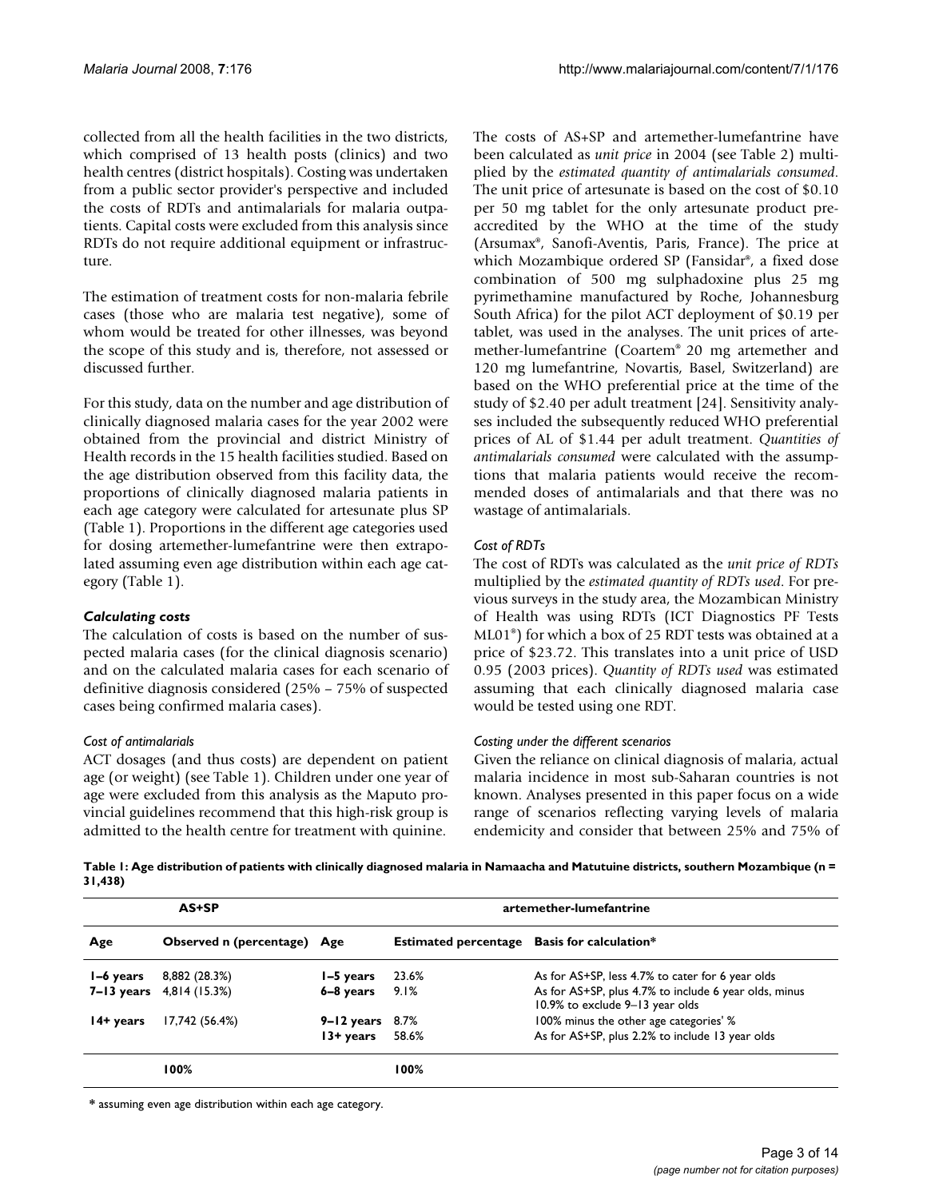collected from all the health facilities in the two districts, which comprised of 13 health posts (clinics) and two health centres (district hospitals). Costing was undertaken from a public sector provider's perspective and included the costs of RDTs and antimalarials for malaria outpatients. Capital costs were excluded from this analysis since RDTs do not require additional equipment or infrastructure.

The estimation of treatment costs for non-malaria febrile cases (those who are malaria test negative), some of whom would be treated for other illnesses, was beyond the scope of this study and is, therefore, not assessed or discussed further.

For this study, data on the number and age distribution of clinically diagnosed malaria cases for the year 2002 were obtained from the provincial and district Ministry of Health records in the 15 health facilities studied. Based on the age distribution observed from this facility data, the proportions of clinically diagnosed malaria patients in each age category were calculated for artesunate plus SP (Table 1). Proportions in the different age categories used for dosing artemether-lumefantrine were then extrapolated assuming even age distribution within each age category (Table 1).

### *Calculating costs*

The calculation of costs is based on the number of suspected malaria cases (for the clinical diagnosis scenario) and on the calculated malaria cases for each scenario of definitive diagnosis considered (25% – 75% of suspected cases being confirmed malaria cases).

#### *Cost of antimalarials*

ACT dosages (and thus costs) are dependent on patient age (or weight) (see Table 1). Children under one year of age were excluded from this analysis as the Maputo provincial guidelines recommend that this high-risk group is admitted to the health centre for treatment with quinine.

The costs of AS+SP and artemether-lumefantrine have been calculated as *unit price* in 2004 (see Table 2) multiplied by the *estimated quantity of antimalarials consumed*. The unit price of artesunate is based on the cost of $0.10 per 50 mg tablet for the only artesunate product pre-accredited by the WHO at the time of the study (Arsumax®, Sanofi-Aventis, Paris, France). The price at which Mozambique ordered SP (Fansidar®, a fixed dose combination of 500 mg sulphadoxine plus 25 mg pyrimethamine manufactured by Roche, Johannesburg South Africa) for the pilot ACT deployment of $0.19 per tablet, was used in the analyses. The unit prices of artemether-lumefantrine (Coartem® 20 mg artemether and 120 mg lumefantrine, Novartis, Basel, Switzerland) are based on the WHO preferential price at the time of the study of $2.40 per adult treatment [24]. Sensitivity analyses included the subsequently reduced WHO preferential prices of AL of $1.44 per adult treatment. *Quantities of antimalarials consumed* were calculated with the assumptions that malaria patients would receive the recommended doses of antimalarials and that there was no wastage of antimalarials.

#### *Cost of RDTs*

The cost of RDTs was calculated as the *unit price of RDTs* multiplied by the *estimated quantity of RDTs used*. For previous surveys in the study area, the Mozambican Ministry of Health was using RDTs (ICT Diagnostics PF Tests ML01®) for which a box of 25 RDT tests was obtained at a price of $23.72. This translates into a unit price of USD 0.95 (2003 prices). *Quantity of RDTs used* was estimated assuming that each clinically diagnosed malaria case would be tested using one RDT.

#### *Costing under the different scenarios*

Given the reliance on clinical diagnosis of malaria, actual malaria incidence in most sub-Saharan countries is not known. Analyses presented in this paper focus on a wide range of scenarios reflecting varying levels of malaria endemicity and consider that between 25% and 75% of

**Table 1: Age distribution of patients with clinically diagnosed malaria in Namaacha and Matutuine districts, southern Mozambique (n = 31,438)**

| AS+SP | | artemether-lumefantrine | | |
|---|---|---|---|---|
| **Age** | **Observed n (percentage)** | **Age** | **Estimated percentage** | **Basis for calculation*** |
| **1–6 years** | 8,882 (28.3%) | **1–5 years** | 23.6% | As for AS+SP, less 4.7% to cater for 6 year olds |
| **7–13 years** | 4,814 (15.3%) | **6–8 years** | 9.1% | As for AS+SP, plus 4.7% to include 6 year olds, minus 10.9% to exclude 9–13 year olds |
| **14+ years** | 17,742 (56.4%) | **9–12 years** | 8.7% | 100% minus the other age categories' % |
| | | **13+ years** | 58.6% | As for AS+SP, plus 2.2% to include 13 year olds |
| | **100%** | | **100%** | |

* assuming even age distribution within each age category.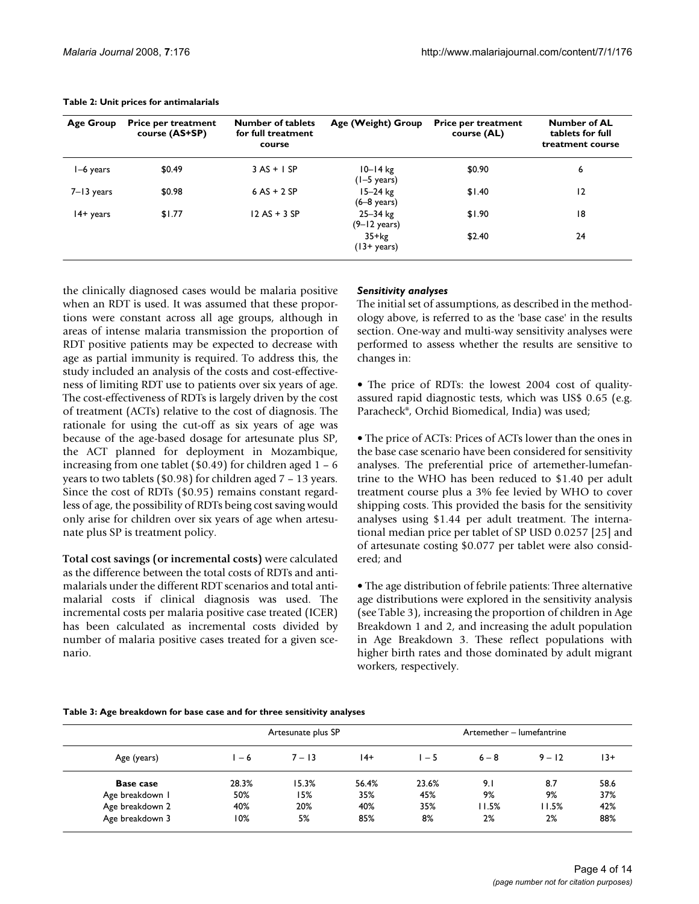**Table 2: Unit prices for antimalarials**

| Age Group | Price per treatment course (AS+SP) | Number of tablets for full treatment course | Age (Weight) Group | Price per treatment course (AL) | Number of AL tablets for full treatment course |
|---|---|---|---|---|---|
| 1–6 years | $0.49 | 3 AS + 1 SP | 10–14 kg (1–5 years) | $0.90 | 6 |
| 7–13 years | $0.98 | 6 AS + 2 SP | 15–24 kg (6–8 years) | $1.40 | 12 |
| 14+ years | $1.77 | 12 AS + 3 SP | 25–34 kg (9–12 years) | $1.90 | 18 |
| | | | 35+kg (13+ years) | $2.40 | 24 |

the clinically diagnosed cases would be malaria positive when an RDT is used. It was assumed that these proportions were constant across all age groups, although in areas of intense malaria transmission the proportion of RDT positive patients may be expected to decrease with age as partial immunity is required. To address this, the study included an analysis of the costs and cost-effectiveness of limiting RDT use to patients over six years of age. The cost-effectiveness of RDTs is largely driven by the cost of treatment (ACTs) relative to the cost of diagnosis. The rationale for using the cut-off as six years of age was because of the age-based dosage for artesunate plus SP, the ACT planned for deployment in Mozambique, increasing from one tablet ($0.49) for children aged 1 – 6 years to two tablets ($0.98) for children aged 7 – 13 years. Since the cost of RDTs ($0.95) remains constant regardless of age, the possibility of RDTs being cost saving would only arise for children over six years of age when artesunate plus SP is treatment policy.

**Total cost savings (or incremental costs)** were calculated as the difference between the total costs of RDTs and antimalarials under the different RDT scenarios and total antimalarial costs if clinical diagnosis was used. The incremental costs per malaria positive case treated (ICER) has been calculated as incremental costs divided by number of malaria positive cases treated for a given scenario.

### *Sensitivity analyses*

The initial set of assumptions, as described in the methodology above, is referred to as the 'base case' in the results section. One-way and multi-way sensitivity analyses were performed to assess whether the results are sensitive to changes in:

• The price of RDTs: the lowest 2004 cost of quality-assured rapid diagnostic tests, which was US$ 0.65 (e.g. Paracheck®, Orchid Biomedical, India) was used;

• The price of ACTs: Prices of ACTs lower than the ones in the base case scenario have been considered for sensitivity analyses. The preferential price of artemether-lumefantrine to the WHO has been reduced to $1.40 per adult treatment course plus a 3% fee levied by WHO to cover shipping costs. This provided the basis for the sensitivity analyses using $1.44 per adult treatment. The international median price per tablet of SP USD 0.0257 [25] and of artesunate costing $0.077 per tablet were also considered; and

• The age distribution of febrile patients: Three alternative age distributions were explored in the sensitivity analysis (see Table 3), increasing the proportion of children in Age Breakdown 1 and 2, and increasing the adult population in Age Breakdown 3. These reflect populations with higher birth rates and those dominated by adult migrant workers, respectively.

**Table 3: Age breakdown for base case and for three sensitivity analyses**

| | Artesunate plus SP | | | Artemether – lumefantrine | | | |
|---|---|---|---|---|---|---|---|
| Age (years) | 1 – 6 | 7 – 13 | 14+ | 1 – 5 | 6 – 8 | 9 – 12 | 13+ |
| **Base case** | 28.3% | 15.3% | 56.4% | 23.6% | 9.1 | 8.7 | 58.6 |
| Age breakdown 1 | 50% | 15% | 35% | 45% | 9% | 9% | 37% |
| Age breakdown 2 | 40% | 20% | 40% | 35% | 11.5% | 11.5% | 42% |
| Age breakdown 3 | 10% | 5% | 85% | 8% | 2% | 2% | 88% |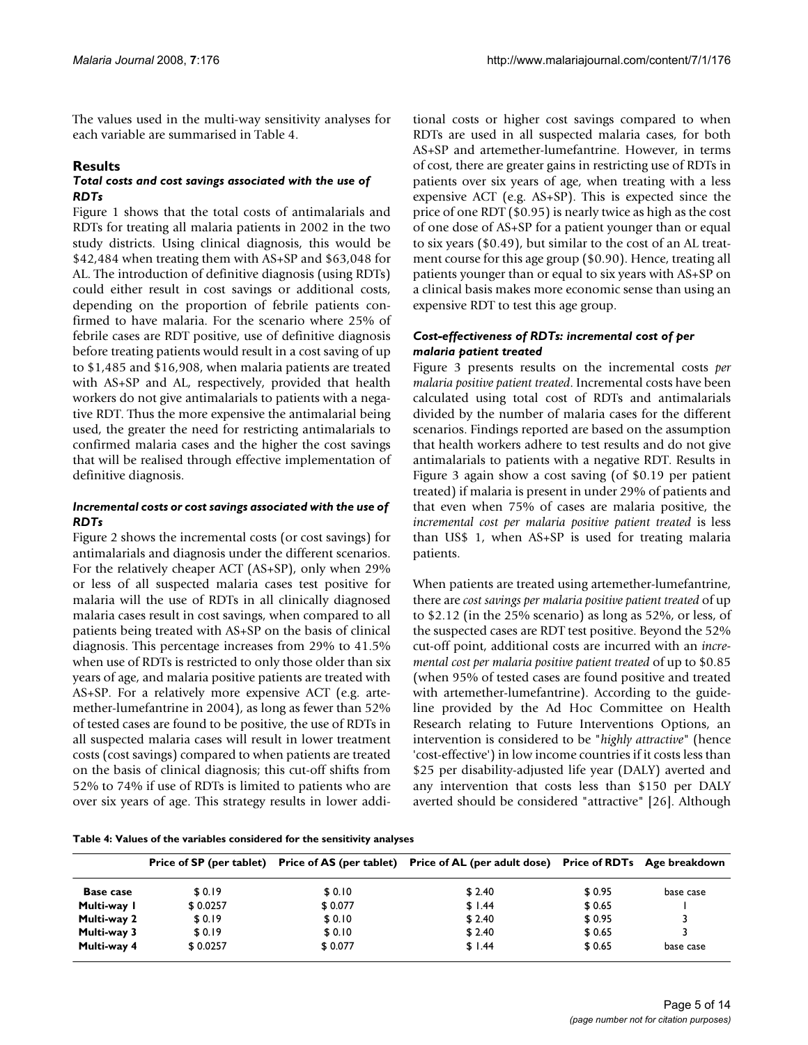The values used in the multi-way sensitivity analyses for each variable are summarised in Table 4.

## Results

### *Total costs and cost savings associated with the use of RDTs*

Figure 1 shows that the total costs of antimalarials and RDTs for treating all malaria patients in 2002 in the two study districts. Using clinical diagnosis, this would be $42,484 when treating them with AS+SP and $63,048 for AL. The introduction of definitive diagnosis (using RDTs) could either result in cost savings or additional costs, depending on the proportion of febrile patients confirmed to have malaria. For the scenario where 25% of febrile cases are RDT positive, use of definitive diagnosis before treating patients would result in a cost saving of up to $1,485 and $16,908, when malaria patients are treated with AS+SP and AL, respectively, provided that health workers do not give antimalarials to patients with a negative RDT. Thus the more expensive the antimalarial being used, the greater the need for restricting antimalarials to confirmed malaria cases and the higher the cost savings that will be realised through effective implementation of definitive diagnosis.

### *Incremental costs or cost savings associated with the use of RDTs*

Figure 2 shows the incremental costs (or cost savings) for antimalarials and diagnosis under the different scenarios. For the relatively cheaper ACT (AS+SP), only when 29% or less of all suspected malaria cases test positive for malaria will the use of RDTs in all clinically diagnosed malaria cases result in cost savings, when compared to all patients being treated with AS+SP on the basis of clinical diagnosis. This percentage increases from 29% to 41.5% when use of RDTs is restricted to only those older than six years of age, and malaria positive patients are treated with AS+SP. For a relatively more expensive ACT (e.g. artemether-lumefantrine in 2004), as long as fewer than 52% of tested cases are found to be positive, the use of RDTs in all suspected malaria cases will result in lower treatment costs (cost savings) compared to when patients are treated on the basis of clinical diagnosis; this cut-off shifts from 52% to 74% if use of RDTs is limited to patients who are over six years of age. This strategy results in lower additional costs or higher cost savings compared to when RDTs are used in all suspected malaria cases, for both AS+SP and artemether-lumefantrine. However, in terms of cost, there are greater gains in restricting use of RDTs in patients over six years of age, when treating with a less expensive ACT (e.g. AS+SP). This is expected since the price of one RDT ($0.95) is nearly twice as high as the cost of one dose of AS+SP for a patient younger than or equal to six years ($0.49), but similar to the cost of an AL treatment course for this age group ($0.90). Hence, treating all patients younger than or equal to six years with AS+SP on a clinical basis makes more economic sense than using an expensive RDT to test this age group.

### *Cost-effectiveness of RDTs: incremental cost of per malaria patient treated*

Figure 3 presents results on the incremental costs *per malaria positive patient treated*. Incremental costs have been calculated using total cost of RDTs and antimalarials divided by the number of malaria cases for the different scenarios. Findings reported are based on the assumption that health workers adhere to test results and do not give antimalarials to patients with a negative RDT. Results in Figure 3 again show a cost saving (of $0.19 per patient treated) if malaria is present in under 29% of patients and that even when 75% of cases are malaria positive, the *incremental cost per malaria positive patient treated* is less than US$ 1, when AS+SP is used for treating malaria patients.

When patients are treated using artemether-lumefantrine, there are *cost savings per malaria positive patient treated* of up to $2.12 (in the 25% scenario) as long as 52%, or less, of the suspected cases are RDT test positive. Beyond the 52% cut-off point, additional costs are incurred with an *incremental cost per malaria positive patient treated* of up to $0.85 (when 95% of tested cases are found positive and treated with artemether-lumefantrine). According to the guideline provided by the Ad Hoc Committee on Health Research relating to Future Interventions Options, an intervention is considered to be "*highly attractive*" (hence 'cost-effective') in low income countries if it costs less than $25 per disability-adjusted life year (DALY) averted and any intervention that costs less than $150 per DALY averted should be considered "attractive" [26]. Although

**Table 4: Values of the variables considered for the sensitivity analyses**

| | Price of SP (per tablet) | Price of AS (per tablet) | Price of AL (per adult dose) | Price of RDTs | Age breakdown |
|---|---|---|---|---|---|
| **Base case** | $ 0.19 | $ 0.10 | $ 2.40 | $ 0.95 | base case |
| **Multi-way 1** | $ 0.0257 | $ 0.077 | $ 1.44 | $ 0.65 | 1 |
| **Multi-way 2** | $ 0.19 | $ 0.10 | $ 2.40 | $ 0.95 | 3 |
| **Multi-way 3** | $ 0.19 | $ 0.10 | $ 2.40 | $ 0.65 | 3 |
| **Multi-way 4** | $ 0.0257 | $ 0.077 | $ 1.44 | $ 0.65 | base case |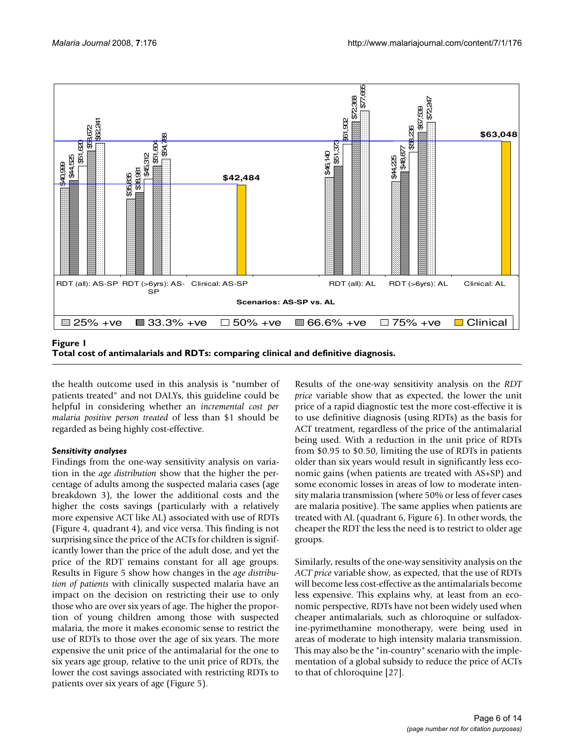**Figure 1**
**Total cost of antimalarials and RDTs: comparing clinical and definitive diagnosis.**

the health outcome used in this analysis is "number of patients treated" and not DALYs, this guideline could be helpful in considering whether an *incremental cost per malaria positive person treated* of less than $1 should be regarded as being highly cost-effective.

### *Sensitivity analyses*

Findings from the one-way sensitivity analysis on variation in the *age distribution* show that the higher the percentage of adults among the suspected malaria cases (age breakdown 3), the lower the additional costs and the higher the costs savings (particularly with a relatively more expensive ACT like AL) associated with use of RDTs (Figure 4, quadrant 4), and vice versa. This finding is not surprising since the price of the ACTs for children is significantly lower than the price of the adult dose, and yet the price of the RDT remains constant for all age groups. Results in Figure 5 show how changes in the *age distribution of patients* with clinically suspected malaria have an impact on the decision on restricting their use to only those who are over six years of age. The higher the proportion of young children among those with suspected malaria, the more it makes economic sense to restrict the use of RDTs to those over the age of six years. The more expensive the unit price of the antimalarial for the one to six years age group, relative to the unit price of RDTs, the lower the cost savings associated with restricting RDTs to patients over six years of age (Figure 5).

Results of the one-way sensitivity analysis on the *RDT price* variable show that as expected, the lower the unit price of a rapid diagnostic test the more cost-effective it is to use definitive diagnosis (using RDTs) as the basis for ACT treatment, regardless of the price of the antimalarial being used. With a reduction in the unit price of RDTs from $0.95 to $0.50, limiting the use of RDTs in patients older than six years would result in significantly less economic gains (when patients are treated with AS+SP) and some economic losses in areas of low to moderate intensity malaria transmission (where 50% or less of fever cases are malaria positive). The same applies when patients are treated with AL (quadrant 6, Figure 6). In other words, the cheaper the RDT the less the need is to restrict to older age groups.

Similarly, results of the one-way sensitivity analysis on the *ACT price* variable show, as expected, that the use of RDTs will become less cost-effective as the antimalarials become less expensive. This explains why, at least from an economic perspective, RDTs have not been widely used when cheaper antimalarials, such as chloroquine or sulfadoxine-pyrimethamine monotherapy, were being used in areas of moderate to high intensity malaria transmission. This may also be the "in-country" scenario with the implementation of a global subsidy to reduce the price of ACTs to that of chloroquine [27].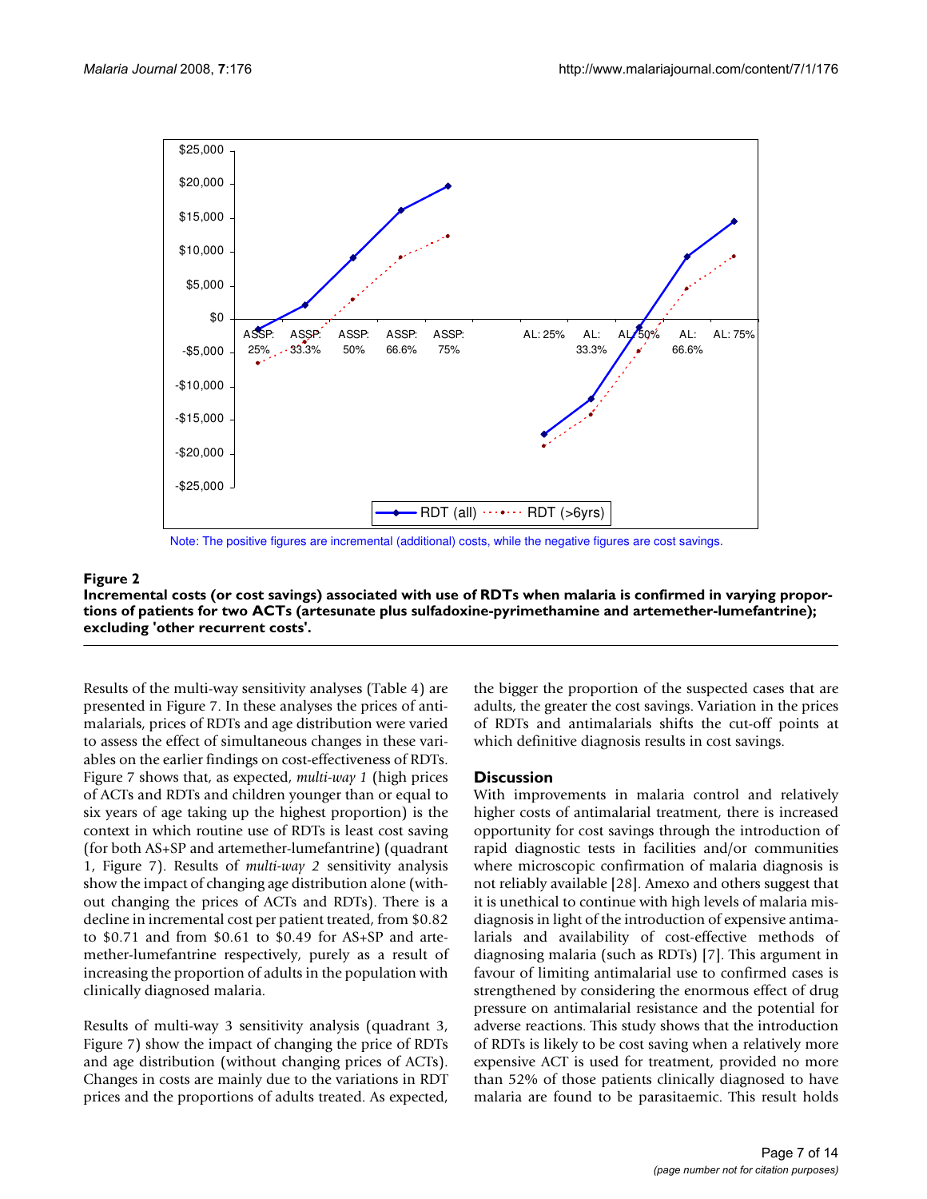Note: The positive figures are incremental (additional) costs, while the negative figures are cost savings.

**Figure 2**

**Incremental costs (or cost savings) associated with use of RDTs when malaria is confirmed in varying proportions of patients for two ACTs (artesunate plus sulfadoxine-pyrimethamine and artemether-lumefantrine); excluding 'other recurrent costs'.**

Results of the multi-way sensitivity analyses (Table 4) are presented in Figure 7. In these analyses the prices of antimalarials, prices of RDTs and age distribution were varied to assess the effect of simultaneous changes in these variables on the earlier findings on cost-effectiveness of RDTs. Figure 7 shows that, as expected, *multi-way 1* (high prices of ACTs and RDTs and children younger than or equal to six years of age taking up the highest proportion) is the context in which routine use of RDTs is least cost saving (for both AS+SP and artemether-lumefantrine) (quadrant 1, Figure 7). Results of *multi-way 2* sensitivity analysis show the impact of changing age distribution alone (without changing the prices of ACTs and RDTs). There is a decline in incremental cost per patient treated, from $0.82 to $0.71 and from $0.61 to $0.49 for AS+SP and artemether-lumefantrine respectively, purely as a result of increasing the proportion of adults in the population with clinically diagnosed malaria.

Results of multi-way 3 sensitivity analysis (quadrant 3, Figure 7) show the impact of changing the price of RDTs and age distribution (without changing prices of ACTs). Changes in costs are mainly due to the variations in RDT prices and the proportions of adults treated. As expected, the bigger the proportion of the suspected cases that are adults, the greater the cost savings. Variation in the prices of RDTs and antimalarials shifts the cut-off points at which definitive diagnosis results in cost savings.

## Discussion

With improvements in malaria control and relatively higher costs of antimalarial treatment, there is increased opportunity for cost savings through the introduction of rapid diagnostic tests in facilities and/or communities where microscopic confirmation of malaria diagnosis is not reliably available [28]. Amexo and others suggest that it is unethical to continue with high levels of malaria misdiagnosis in light of the introduction of expensive antimalarials and availability of cost-effective methods of diagnosing malaria (such as RDTs) [7]. This argument in favour of limiting antimalarial use to confirmed cases is strengthened by considering the enormous effect of drug pressure on antimalarial resistance and the potential for adverse reactions. This study shows that the introduction of RDTs is likely to be cost saving when a relatively more expensive ACT is used for treatment, provided no more than 52% of those patients clinically diagnosed to have malaria are found to be parasitaemic. This result holds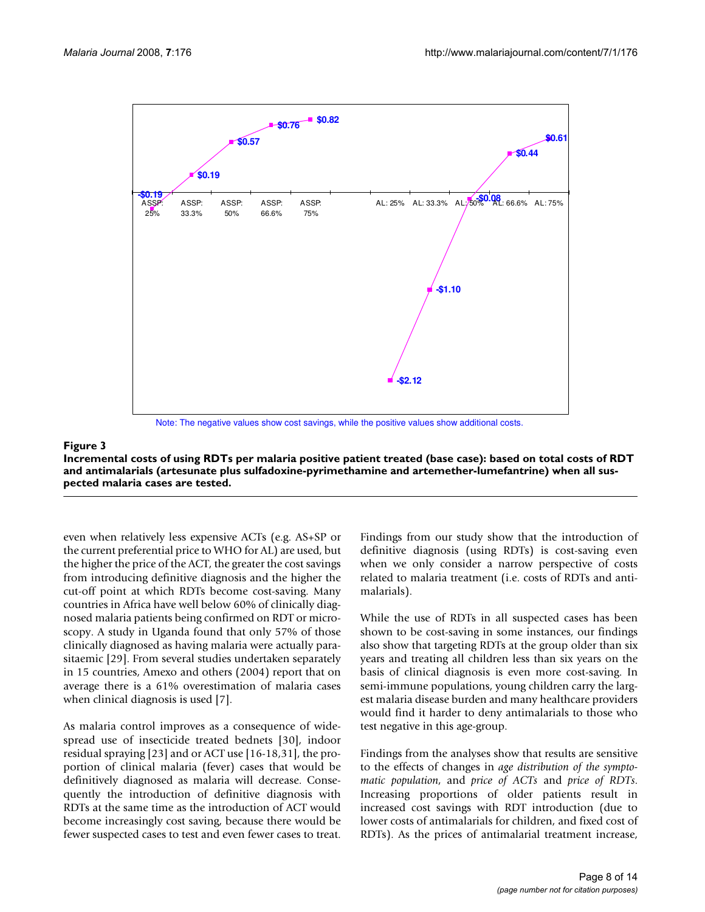Note: The negative values show cost savings, while the positive values show additional costs.

**Figure 3**

**Incremental costs of using RDTs per malaria positive patient treated (base case): based on total costs of RDT and antimalarials (artesunate plus sulfadoxine-pyrimethamine and artemether-lumefantrine) when all suspected malaria cases are tested.**

even when relatively less expensive ACTs (e.g. AS+SP or the current preferential price to WHO for AL) are used, but the higher the price of the ACT, the greater the cost savings from introducing definitive diagnosis and the higher the cut-off point at which RDTs become cost-saving. Many countries in Africa have well below 60% of clinically diagnosed malaria patients being confirmed on RDT or microscopy. A study in Uganda found that only 57% of those clinically diagnosed as having malaria were actually parasitaemic [29]. From several studies undertaken separately in 15 countries, Amexo and others (2004) report that on average there is a 61% overestimation of malaria cases when clinical diagnosis is used [7].

As malaria control improves as a consequence of widespread use of insecticide treated bednets [30], indoor residual spraying [23] and or ACT use [16-18,31], the proportion of clinical malaria (fever) cases that would be definitively diagnosed as malaria will decrease. Consequently the introduction of definitive diagnosis with RDTs at the same time as the introduction of ACT would become increasingly cost saving, because there would be fewer suspected cases to test and even fewer cases to treat.

Findings from our study show that the introduction of definitive diagnosis (using RDTs) is cost-saving even when we only consider a narrow perspective of costs related to malaria treatment (i.e. costs of RDTs and antimalarials).

While the use of RDTs in all suspected cases has been shown to be cost-saving in some instances, our findings also show that targeting RDTs at the group older than six years and treating all children less than six years on the basis of clinical diagnosis is even more cost-saving. In semi-immune populations, young children carry the largest malaria disease burden and many healthcare providers would find it harder to deny antimalarials to those who test negative in this age-group.

Findings from the analyses show that results are sensitive to the effects of changes in *age distribution of the symptomatic population*, and *price of ACTs* and *price of RDTs*. Increasing proportions of older patients result in increased cost savings with RDT introduction (due to lower costs of antimalarials for children, and fixed cost of RDTs). As the prices of antimalarial treatment increase,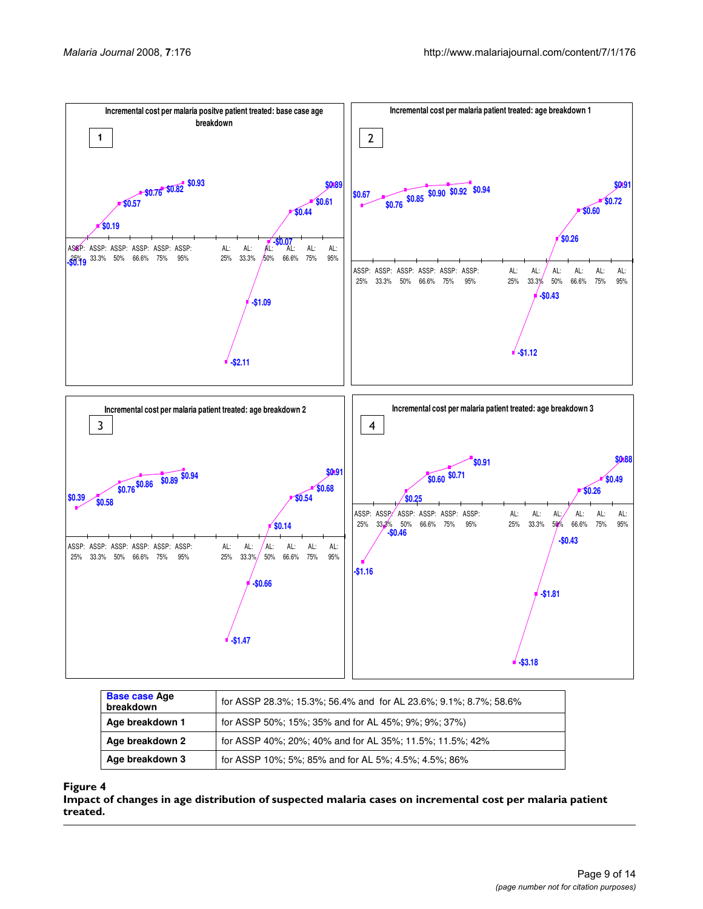| Base case Age breakdown | for ASSP 28.3%; 15.3%; 56.4% and for AL 23.6%; 9.1%; 8.7%; 58.6% |
|---|---|
| Age breakdown 1 | for ASSP 50%; 15%; 35% and for AL 45%; 9%; 9%; 37%) |
| Age breakdown 2 | for ASSP 40%; 20%; 40% and for AL 35%; 11.5%; 11.5%; 42% |
| Age breakdown 3 | for ASSP 10%; 5%; 85% and for AL 5%; 4.5%; 4.5%; 86% |

**Figure 4**
**Impact of changes in age distribution of suspected malaria cases on incremental cost per malaria patient treated.**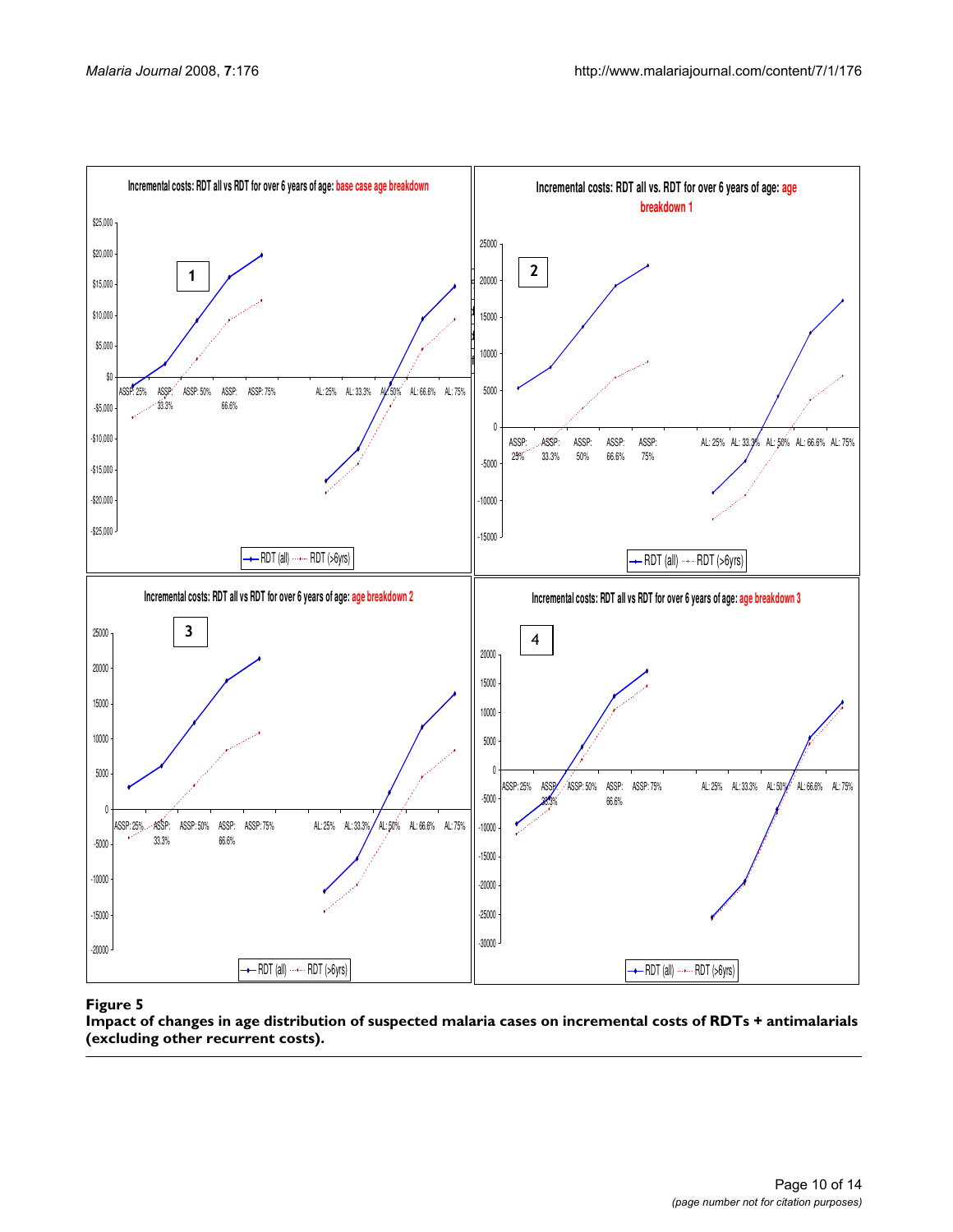**Figure 5**

**Impact of changes in age distribution of suspected malaria cases on incremental costs of RDTs + antimalarials (excluding other recurrent costs).**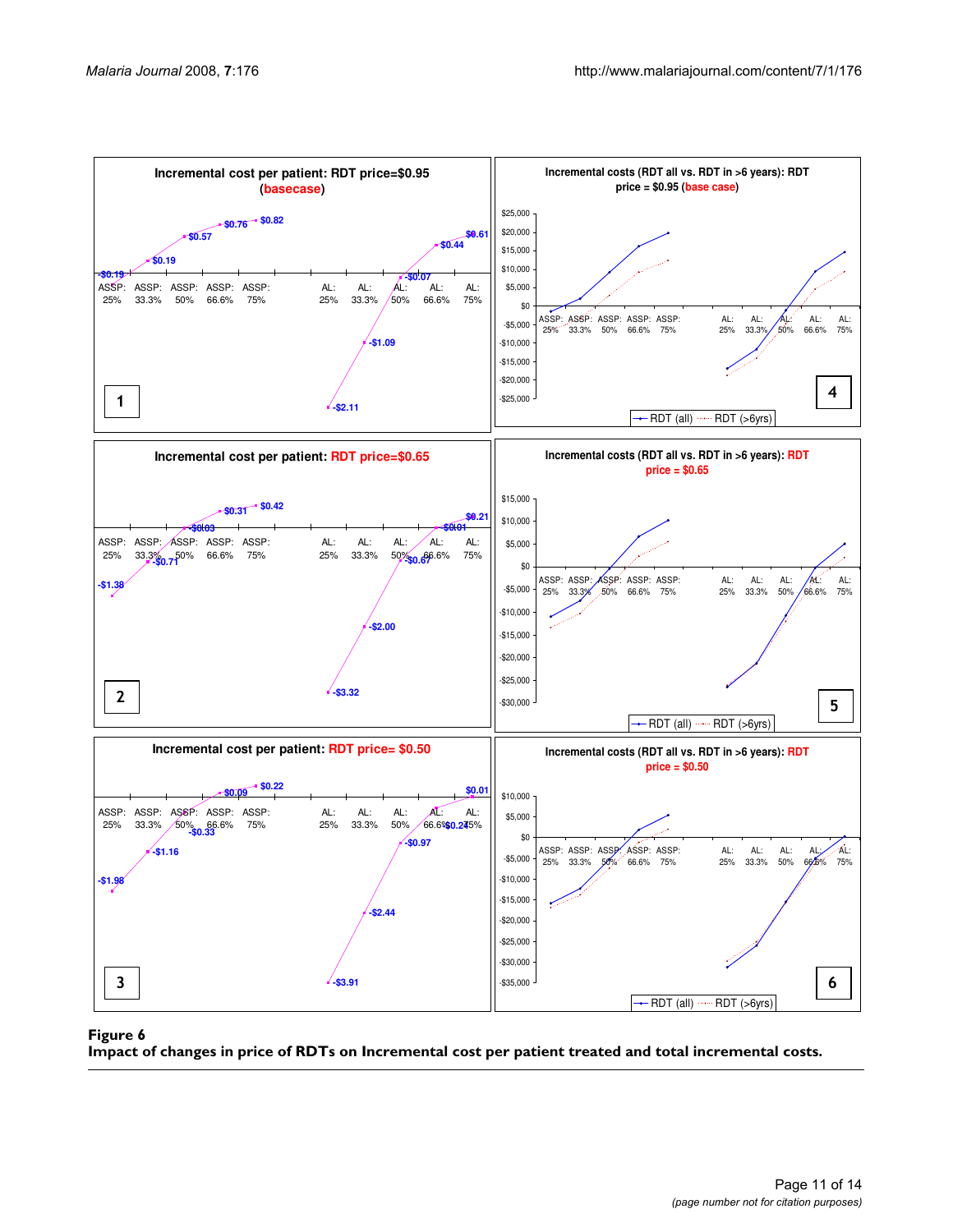**Figure 6**

**Impact of changes in price of RDTs on Incremental cost per patient treated and total incremental costs.**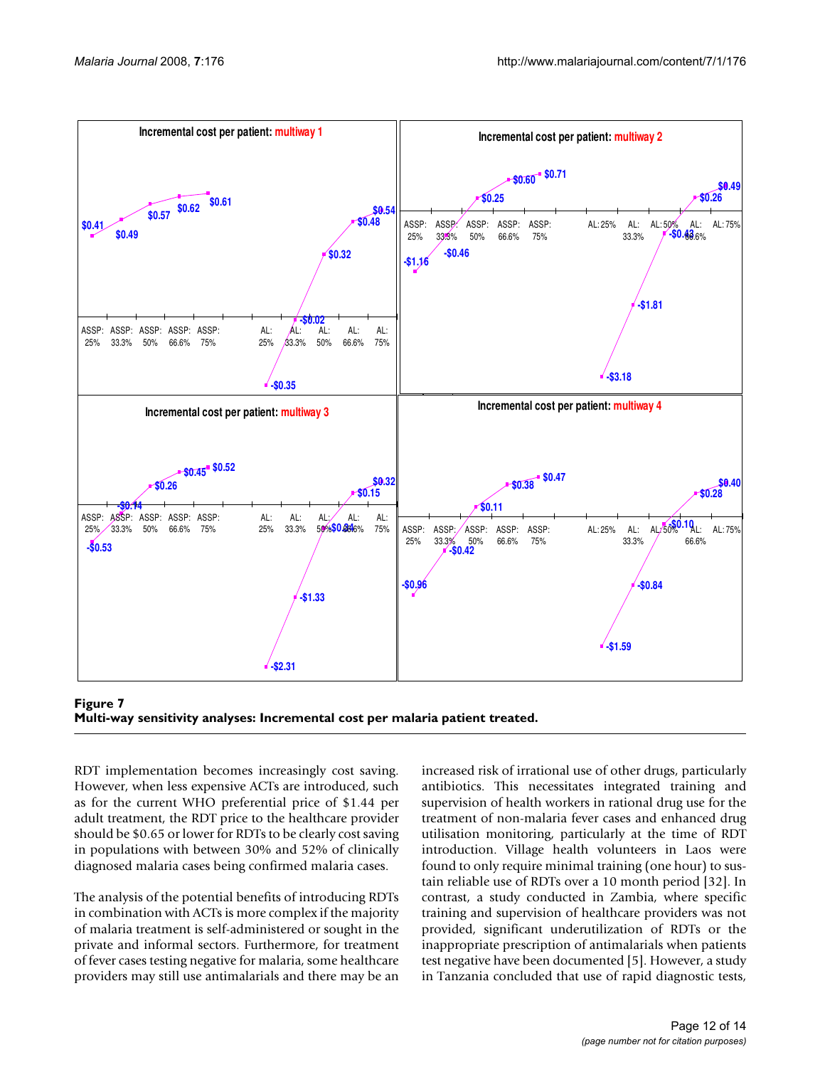**Figure 7**
**Multi-way sensitivity analyses: Incremental cost per malaria patient treated.**

RDT implementation becomes increasingly cost saving. However, when less expensive ACTs are introduced, such as for the current WHO preferential price of $1.44 per adult treatment, the RDT price to the healthcare provider should be $0.65 or lower for RDTs to be clearly cost saving in populations with between 30% and 52% of clinically diagnosed malaria cases being confirmed malaria cases.

The analysis of the potential benefits of introducing RDTs in combination with ACTs is more complex if the majority of malaria treatment is self-administered or sought in the private and informal sectors. Furthermore, for treatment of fever cases testing negative for malaria, some healthcare providers may still use antimalarials and there may be an increased risk of irrational use of other drugs, particularly antibiotics. This necessitates integrated training and supervision of health workers in rational drug use for the treatment of non-malaria fever cases and enhanced drug utilisation monitoring, particularly at the time of RDT introduction. Village health volunteers in Laos were found to only require minimal training (one hour) to sustain reliable use of RDTs over a 10 month period [32]. In contrast, a study conducted in Zambia, where specific training and supervision of healthcare providers was not provided, significant underutilization of RDTs or the inappropriate prescription of antimalarials when patients test negative have been documented [5]. However, a study in Tanzania concluded that use of rapid diagnostic tests,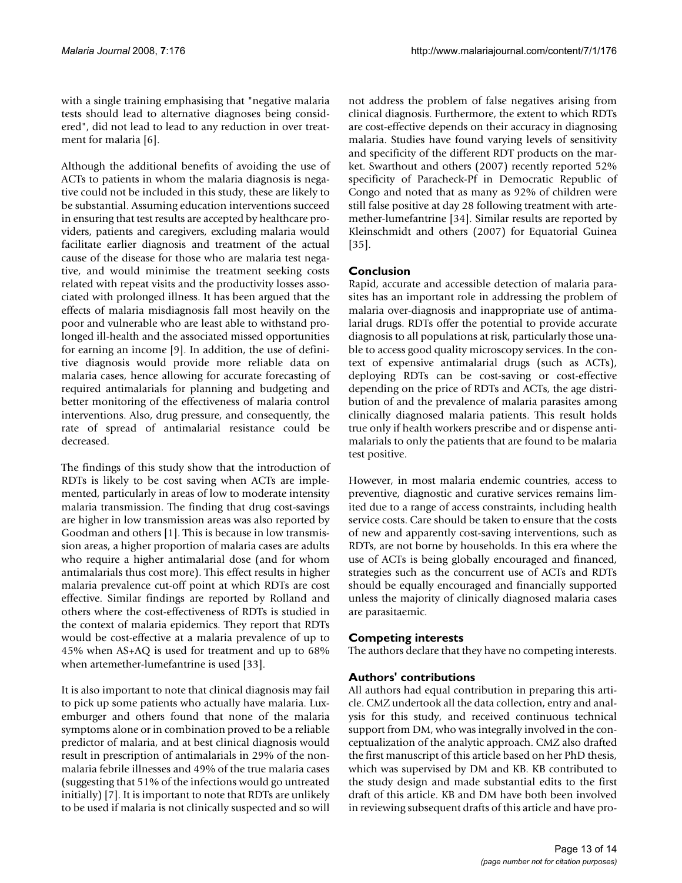with a single training emphasising that "negative malaria tests should lead to alternative diagnoses being considered", did not lead to lead to any reduction in over treatment for malaria [6].

Although the additional benefits of avoiding the use of ACTs to patients in whom the malaria diagnosis is negative could not be included in this study, these are likely to be substantial. Assuming education interventions succeed in ensuring that test results are accepted by healthcare providers, patients and caregivers, excluding malaria would facilitate earlier diagnosis and treatment of the actual cause of the disease for those who are malaria test negative, and would minimise the treatment seeking costs related with repeat visits and the productivity losses associated with prolonged illness. It has been argued that the effects of malaria misdiagnosis fall most heavily on the poor and vulnerable who are least able to withstand prolonged ill-health and the associated missed opportunities for earning an income [9]. In addition, the use of definitive diagnosis would provide more reliable data on malaria cases, hence allowing for accurate forecasting of required antimalarials for planning and budgeting and better monitoring of the effectiveness of malaria control interventions. Also, drug pressure, and consequently, the rate of spread of antimalarial resistance could be decreased.

The findings of this study show that the introduction of RDTs is likely to be cost saving when ACTs are implemented, particularly in areas of low to moderate intensity malaria transmission. The finding that drug cost-savings are higher in low transmission areas was also reported by Goodman and others [1]. This is because in low transmission areas, a higher proportion of malaria cases are adults who require a higher antimalarial dose (and for whom antimalarials thus cost more). This effect results in higher malaria prevalence cut-off point at which RDTs are cost effective. Similar findings are reported by Rolland and others where the cost-effectiveness of RDTs is studied in the context of malaria epidemics. They report that RDTs would be cost-effective at a malaria prevalence of up to 45% when AS+AQ is used for treatment and up to 68% when artemether-lumefantrine is used [33].

It is also important to note that clinical diagnosis may fail to pick up some patients who actually have malaria. Luxemburger and others found that none of the malaria symptoms alone or in combination proved to be a reliable predictor of malaria, and at best clinical diagnosis would result in prescription of antimalarials in 29% of the non-malaria febrile illnesses and 49% of the true malaria cases (suggesting that 51% of the infections would go untreated initially) [7]. It is important to note that RDTs are unlikely to be used if malaria is not clinically suspected and so will not address the problem of false negatives arising from clinical diagnosis. Furthermore, the extent to which RDTs are cost-effective depends on their accuracy in diagnosing malaria. Studies have found varying levels of sensitivity and specificity of the different RDT products on the market. Swarthout and others (2007) recently reported 52% specificity of Paracheck-Pf in Democratic Republic of Congo and noted that as many as 92% of children were still false positive at day 28 following treatment with artemether-lumefantrine [34]. Similar results are reported by Kleinschmidt and others (2007) for Equatorial Guinea [35].

## Conclusion

Rapid, accurate and accessible detection of malaria parasites has an important role in addressing the problem of malaria over-diagnosis and inappropriate use of antimalarial drugs. RDTs offer the potential to provide accurate diagnosis to all populations at risk, particularly those unable to access good quality microscopy services. In the context of expensive antimalarial drugs (such as ACTs), deploying RDTs can be cost-saving or cost-effective depending on the price of RDTs and ACTs, the age distribution of and the prevalence of malaria parasites among clinically diagnosed malaria patients. This result holds true only if health workers prescribe and or dispense antimalarials to only the patients that are found to be malaria test positive.

However, in most malaria endemic countries, access to preventive, diagnostic and curative services remains limited due to a range of access constraints, including health service costs. Care should be taken to ensure that the costs of new and apparently cost-saving interventions, such as RDTs, are not borne by households. In this era where the use of ACTs is being globally encouraged and financed, strategies such as the concurrent use of ACTs and RDTs should be equally encouraged and financially supported unless the majority of clinically diagnosed malaria cases are parasitaemic.

## Competing interests

The authors declare that they have no competing interests.

## Authors' contributions

All authors had equal contribution in preparing this article. CMZ undertook all the data collection, entry and analysis for this study, and received continuous technical support from DM, who was integrally involved in the conceptualization of the analytic approach. CMZ also drafted the first manuscript of this article based on her PhD thesis, which was supervised by DM and KB. KB contributed to the study design and made substantial edits to the first draft of this article. KB and DM have both been involved in reviewing subsequent drafts of this article and have pro-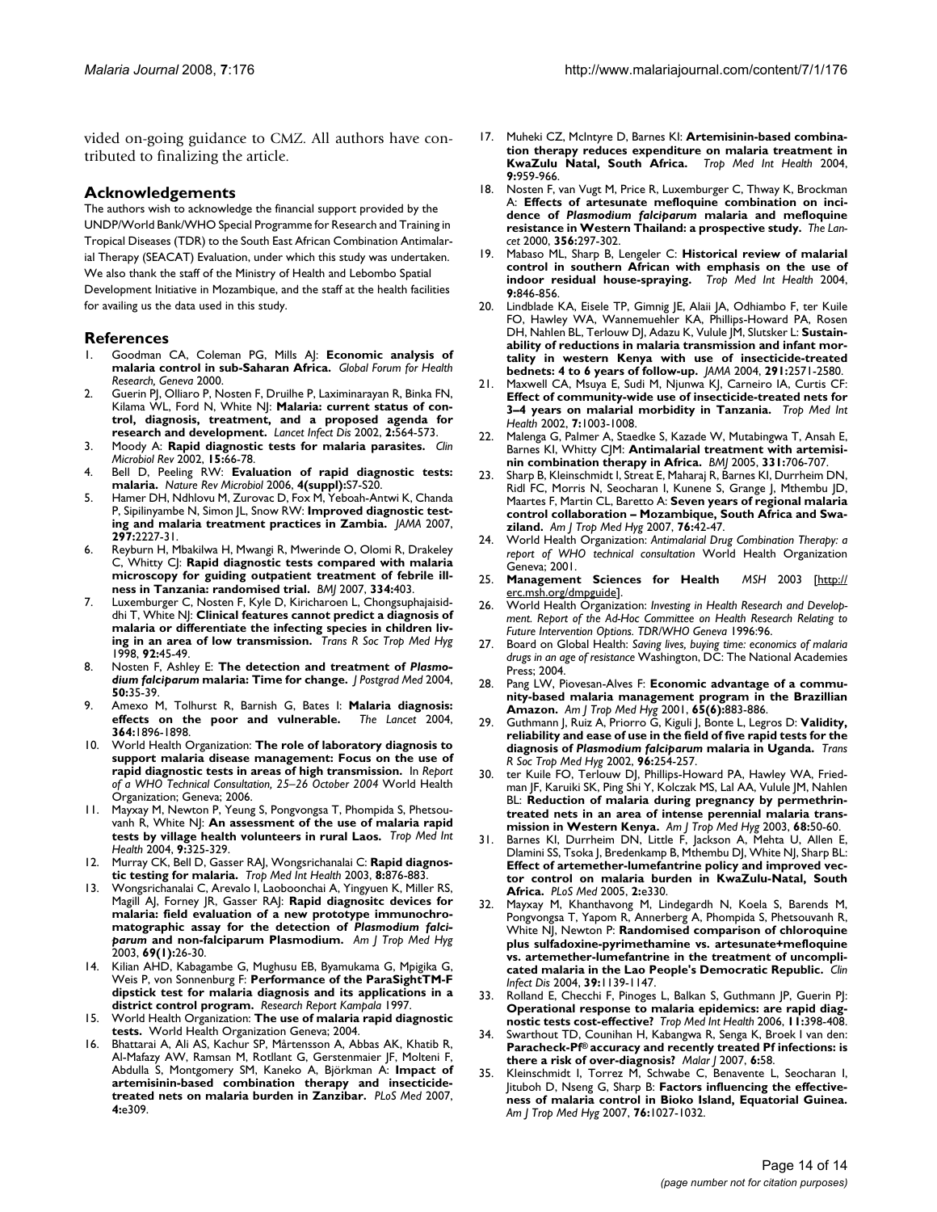vided on-going guidance to CMZ. All authors have contributed to finalizing the article.

## Acknowledgements

The authors wish to acknowledge the financial support provided by the UNDP/World Bank/WHO Special Programme for Research and Training in Tropical Diseases (TDR) to the South East African Combination Antimalarial Therapy (SEACAT) Evaluation, under which this study was undertaken. We also thank the staff of the Ministry of Health and Lebombo Spatial Development Initiative in Mozambique, and the staff at the health facilities for availing us the data used in this study.

## References

1. Goodman CA, Coleman PG, Mills AJ: **Economic analysis of malaria control in sub-Saharan Africa.** *Global Forum for Health Research, Geneva* 2000.
2. Guerin PJ, Olliaro P, Nosten F, Druilhe P, Laximinarayan R, Binka FN, Kilama WL, Ford N, White NJ: **Malaria: current status of control, diagnosis, treatment, and a proposed agenda for research and development.** *Lancet Infect Dis* 2002, **2:**564-573.
3. Moody A: **Rapid diagnostic tests for malaria parasites.** *Clin Microbiol Rev* 2002, **15:**66-78.
4. Bell D, Peeling RW: **Evaluation of rapid diagnostic tests: malaria.** *Nature Rev Microbiol* 2006, **4(suppl):**S7-S20.
5. Hamer DH, Ndhlovu M, Zurovac D, Fox M, Yeboah-Antwi K, Chanda P, Sipilinyambe N, Simon JL, Snow RW: **Improved diagnostic testing and malaria treatment practices in Zambia.** *JAMA* 2007, **297:**2227-31.
6. Reyburn H, Mbakilwa H, Mwangi R, Mwerinde O, Olomi R, Drakeley C, Whitty CJ: **Rapid diagnostic tests compared with malaria microscopy for guiding outpatient treatment of febrile illness in Tanzania: randomised trial.** *BMJ* 2007, **334:**403.
7. Luxemburger C, Nosten F, Kyle D, Kiricharoen L, Chongsuphajaisiddhi T, White NJ: **Clinical features cannot predict a diagnosis of malaria or differentiate the infecting species in children living in an area of low transmission.** *Trans R Soc Trop Med Hyg* 1998, **92:**45-49.
8. Nosten F, Ashley E: **The detection and treatment of *Plasmodium falciparum* malaria: Time for change.** *J Postgrad Med* 2004, **50:**35-39.
9. Amexo M, Tolhurst R, Barnish G, Bates I: **Malaria diagnosis: effects on the poor and vulnerable.** *The Lancet* 2004, **364:**1896-1898.
10. World Health Organization: **The role of laboratory diagnosis to support malaria disease management: Focus on the use of rapid diagnostic tests in areas of high transmission.** In *Report of a WHO Technical Consultation, 25–26 October 2004* World Health Organization; Geneva; 2006.
11. Mayxay M, Newton P, Yeung S, Pongvongsa T, Phompida S, Phetsouvanh R, White NJ: **An assessment of the use of malaria rapid tests by village health volunteers in rural Laos.** *Trop Med Int Health* 2004, **9:**325-329.
12. Murray CK, Bell D, Gasser RAJ, Wongsrichanalai C: **Rapid diagnostic testing for malaria.** *Trop Med Int Health* 2003, **8:**876-883.
13. Wongsrichanalai C, Arevalo I, Laoboonchai A, Yingyuen K, Miller RS, Magill AJ, Forney JR, Gasser RAJ: **Rapid diagnositc devices for malaria: field evaluation of a new prototype immunochromatographic assay for the detection of *Plasmodium falciparum* and non-falciparum Plasmodium.** *Am J Trop Med Hyg* 2003, **69(1):**26-30.
14. Kilian AHD, Kabagambe G, Mughusu EB, Byamukama G, Mpigika G, Weis P, von Sonnenburg F: **Performance of the ParaSightTM-F dipstick test for malaria diagnosis and its applications in a district control program.** *Research Report Kampala* 1997.
15. World Health Organization: **The use of malaria rapid diagnostic tests.** World Health Organization Geneva; 2004.
16. Bhattarai A, Ali AS, Kachur SP, Mårtensson A, Abbas AK, Khatib R, Al-Mafazy AW, Ramsan M, Rotllant G, Gerstenmaier JF, Molteni F, Abdulla S, Montgomery SM, Kaneko A, Björkman A: **Impact of artemisinin-based combination therapy and insecticide-treated nets on malaria burden in Zanzibar.** *PLoS Med* 2007, **4:**e309.
17. Muheki CZ, McIntyre D, Barnes KI: **Artemisinin-based combination therapy reduces expenditure on malaria treatment in KwaZulu Natal, South Africa.** *Trop Med Int Health* 2004, **9:**959-966.
18. Nosten F, van Vugt M, Price R, Luxemburger C, Thway K, Brockman A: **Effects of artesunate mefloquine combination on incidence of *Plasmodium falciparum* malaria and mefloquine resistance in Western Thailand: a prospective study.** *The Lancet* 2000, **356:**297-302.
19. Mabaso ML, Sharp B, Lengeler C: **Historical review of malarial control in southern African with emphasis on the use of indoor residual house-spraying.** *Trop Med Int Health* 2004, **9:**846-856.
20. Lindblade KA, Eisele TP, Gimnig JE, Alaii JA, Odhiambo F, ter Kuile FO, Hawley WA, Wannemuehler KA, Phillips-Howard PA, Rosen DH, Nahlen BL, Terlouw DJ, Adazu K, Vulule JM, Slutsker L: **Sustainability of reductions in malaria transmission and infant mortality in western Kenya with use of insecticide-treated bednets: 4 to 6 years of follow-up.** *JAMA* 2004, **291:**2571-2580.
21. Maxwell CA, Msuya E, Sudi M, Njunwa KJ, Carneiro IA, Curtis CF: **Effect of community-wide use of insecticide-treated nets for 3–4 years on malarial morbidity in Tanzania.** *Trop Med Int Health* 2002, **7:**1003-1008.
22. Malenga G, Palmer A, Staedke S, Kazade W, Mutabingwa T, Ansah E, Barnes KI, Whitty CJM: **Antimalarial treatment with artemisinin combination therapy in Africa.** *BMJ* 2005, **331:**706-707.
23. Sharp B, Kleinschmidt I, Streat E, Maharaj R, Barnes KI, Durrheim DN, Ridl FC, Morris N, Seocharan I, Kunene S, Grange J, Mthembu JD, Maartes F, Martin CL, Baretto A: **Seven years of regional malaria control collaboration – Mozambique, South Africa and Swaziland.** *Am J Trop Med Hyg* 2007, **76:**42-47.
24. World Health Organization: *Antimalarial Drug Combination Therapy: a report of WHO technical consultation* World Health Organization Geneva; 2001.
25. **Management Sciences for Health** *MSH* 2003 [http://erc.msh.org/dmpguide].
26. World Health Organization: *Investing in Health Research and Development. Report of the Ad-Hoc Committee on Health Research Relating to Future Intervention Options. TDR/WHO Geneva* 1996:96.
27. Board on Global Health: *Saving lives, buying time: economics of malaria drugs in an age of resistance* Washington, DC: The National Academies Press; 2004.
28. Pang LW, Piovesan-Alves F: **Economic advantage of a community-based malaria management program in the Brazillian Amazon.** *Am J Trop Med Hyg* 2001, **65(6):**883-886.
29. Guthmann J, Ruiz A, Priorro G, Kiguli J, Bonte L, Legros D: **Validity, reliability and ease of use in the field of five rapid tests for the diagnosis of *Plasmodium falciparum* malaria in Uganda.** *Trans R Soc Trop Med Hyg* 2002, **96:**254-257.
30. ter Kuile FO, Terlouw DJ, Phillips-Howard PA, Hawley WA, Friedman JF, Karuiki SK, Ping Shi Y, Kolczak MS, Lal AA, Vulule JM, Nahlen BL: **Reduction of malaria during pregnancy by permethrin-treated nets in an area of intense perennial malaria transmission in Western Kenya.** *Am J Trop Med Hyg* 2003, **68:**50-60.
31. Barnes KI, Durrheim DN, Little F, Jackson A, Mehta U, Allen E, Dlamini SS, Tsoka J, Bredenkamp B, Mthembu DJ, White NJ, Sharp BL: **Effect of artemether-lumefantrine policy and improved vector control on malaria burden in KwaZulu-Natal, South Africa.** *PLoS Med* 2005, **2:**e330.
32. Mayxay M, Khanthavong M, Lindegardh N, Koela S, Barends M, Pongvongsa T, Yapom R, Annerberg A, Phompida S, Phetsouvanh R, White NJ, Newton P: **Randomised comparison of chloroquine plus sulfadoxine-pyrimethamine vs. artesunate+mefloquine vs. artemether-lumefantrine in the treatment of uncomplicated malaria in the Lao People's Democratic Republic.** *Clin Infect Dis* 2004, **39:**1139-1147.
33. Rolland E, Checchi F, Pinoges L, Balkan S, Guthmann JP, Guerin PJ: **Operational response to malaria epidemics: are rapid diagnostic tests cost-effective?** *Trop Med Int Health* 2006, **11:**398-408.
34. Swarthout TD, Counihan H, Kabangwa R, Senga K, Broek I van den: **Paracheck-Pf® accuracy and recently treated Pf infections: is there a risk of over-diagnosis?** *Malar J* 2007, **6:**58.
35. Kleinschmidt I, Torrez M, Schwabe C, Benavente L, Seocharan I, Jituboh D, Nseng G, Sharp B: **Factors influencing the effectiveness of malaria control in Bioko Island, Equatorial Guinea.** *Am J Trop Med Hyg* 2007, **76:**1027-1032.